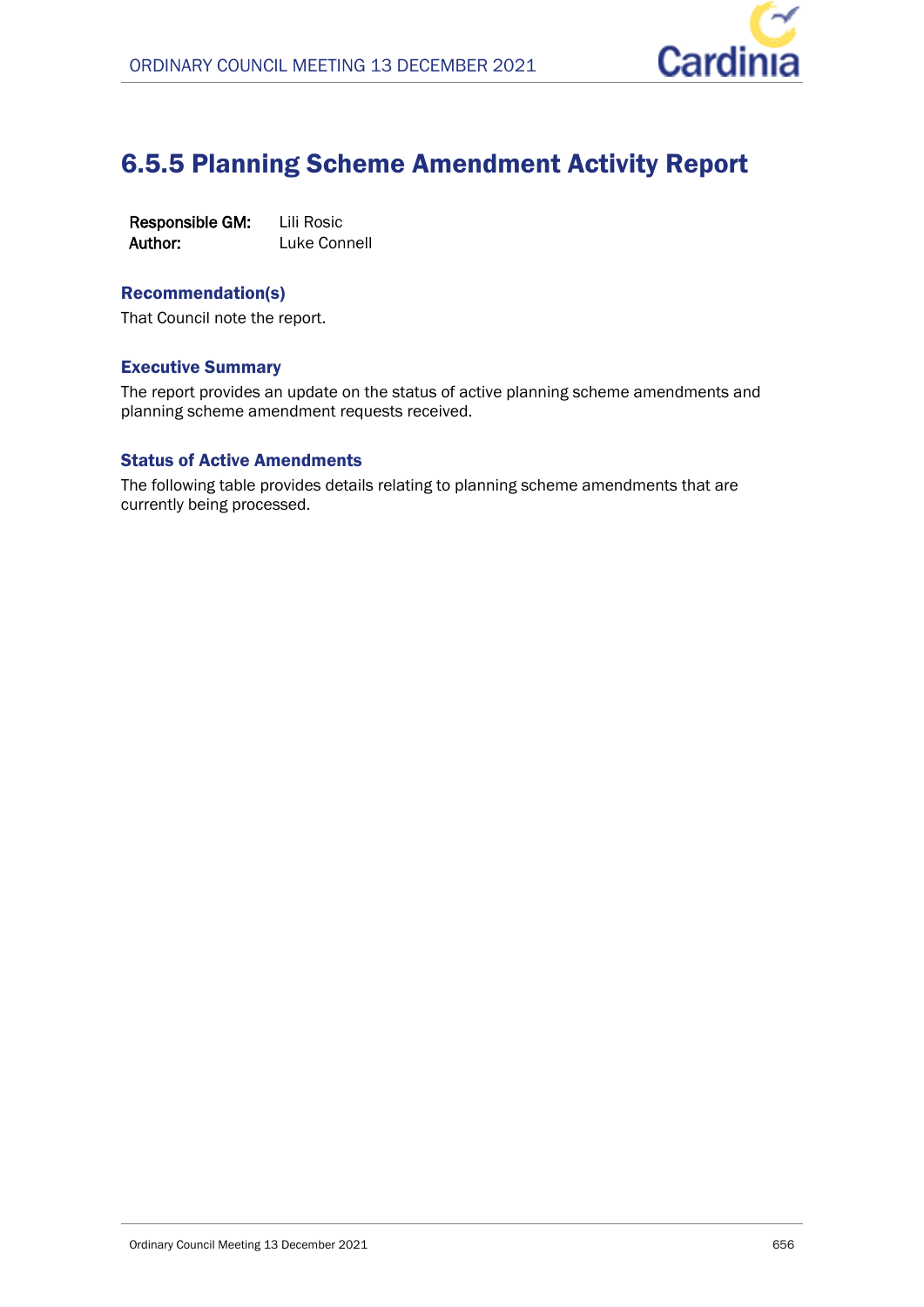# 6.5.5 Planning Scheme Amendment Activity Report

**Responsible GM:** Lili Rosic
**Author:** Luke Connell

### Recommendation(s)

That Council note the report.

### Executive Summary

The report provides an update on the status of active planning scheme amendments and planning scheme amendment requests received.

### Status of Active Amendments

The following table provides details relating to planning scheme amendments that are currently being processed.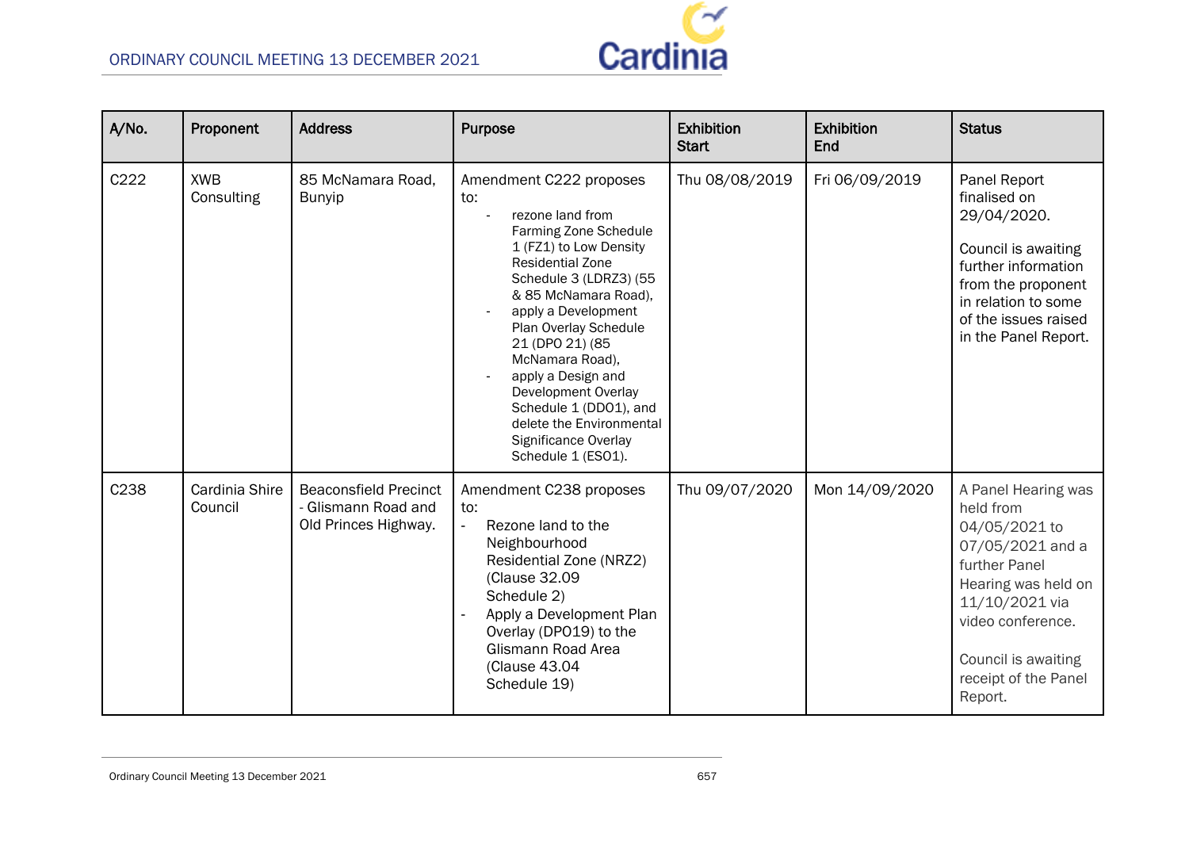| A/No. | Proponent | Address | Purpose | Exhibition Start | Exhibition End | Status |
|---|---|---|---|---|---|---|
| C222 | XWB Consulting | 85 McNamara Road, Bunyip | Amendment C222 proposes to:<br>- rezone land from Farming Zone Schedule 1 (FZ1) to Low Density Residential Zone Schedule 3 (LDRZ3) (55 & 85 McNamara Road),<br>- apply a Development Plan Overlay Schedule 21 (DPO 21) (85 McNamara Road),<br>- apply a Design and Development Overlay Schedule 1 (DDO1), and delete the Environmental Significance Overlay Schedule 1 (ESO1). | Thu 08/08/2019 | Fri 06/09/2019 | Panel Report finalised on 29/04/2020.<br><br>Council is awaiting further information from the proponent in relation to some of the issues raised in the Panel Report. |
| C238 | Cardinia Shire Council | Beaconsfield Precinct - Glismann Road and Old Princes Highway. | Amendment C238 proposes to:<br>- Rezone land to the Neighbourhood Residential Zone (NRZ2) (Clause 32.09 Schedule 2)<br>- Apply a Development Plan Overlay (DPO19) to the Glismann Road Area (Clause 43.04 Schedule 19) | Thu 09/07/2020 | Mon 14/09/2020 | A Panel Hearing was held from 04/05/2021 to 07/05/2021 and a further Panel Hearing was held on 11/10/2021 via video conference.<br><br>Council is awaiting receipt of the Panel Report. |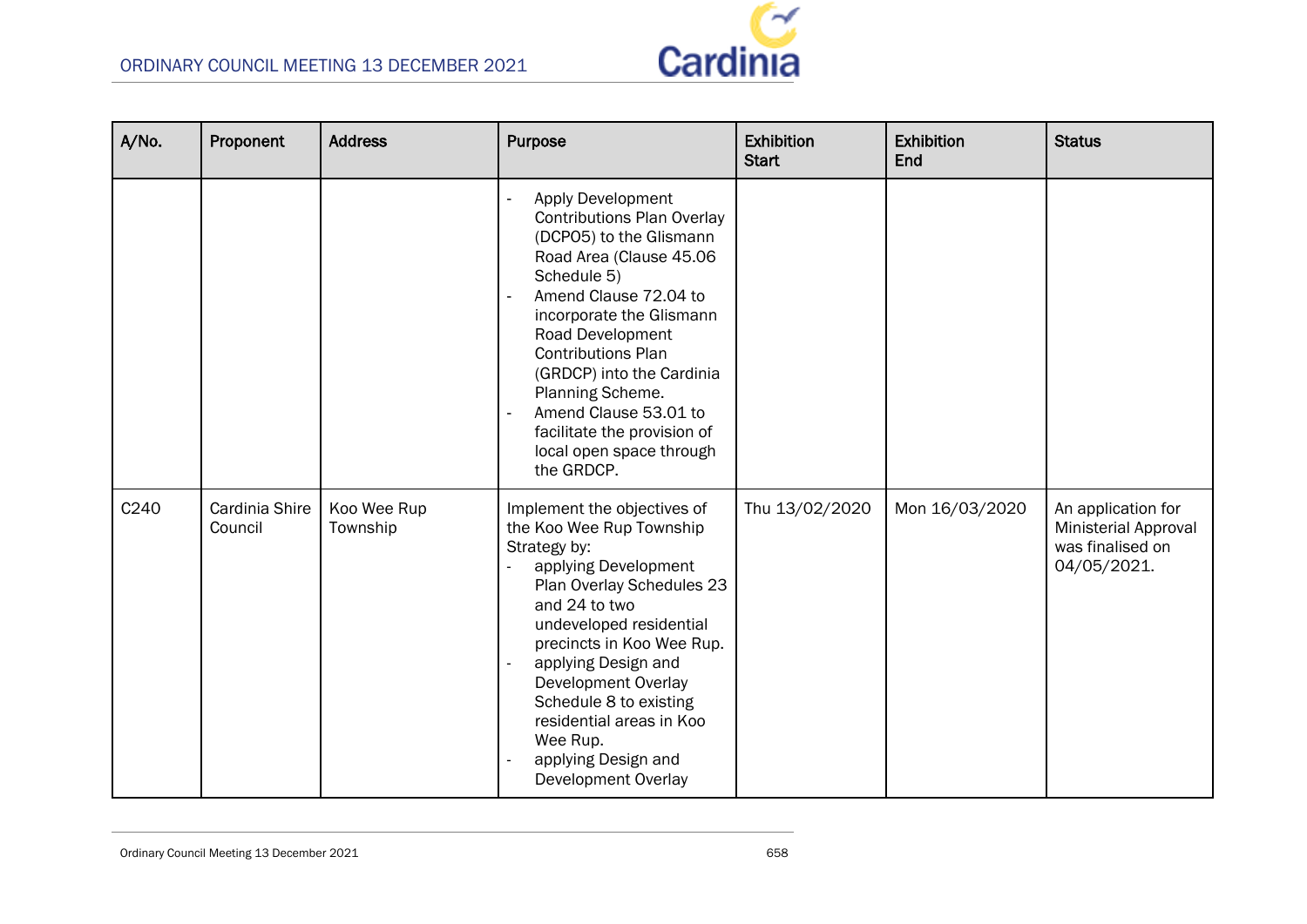| A/No. | Proponent | Address | Purpose | Exhibition Start | Exhibition End | Status |
|---|---|---|---|---|---|---|
| | | | - Apply Development Contributions Plan Overlay (DCPO5) to the Glismann Road Area (Clause 45.06 Schedule 5)<br>- Amend Clause 72.04 to incorporate the Glismann Road Development Contributions Plan (GRDCP) into the Cardinia Planning Scheme.<br>- Amend Clause 53.01 to facilitate the provision of local open space through the GRDCP. | | | |
| C240 | Cardinia Shire Council | Koo Wee Rup Township | Implement the objectives of the Koo Wee Rup Township Strategy by:<br>- applying Development Plan Overlay Schedules 23 and 24 to two undeveloped residential precincts in Koo Wee Rup.<br>- applying Design and Development Overlay Schedule 8 to existing residential areas in Koo Wee Rup.<br>- applying Design and Development Overlay | Thu 13/02/2020 | Mon 16/03/2020 | An application for Ministerial Approval was finalised on 04/05/2021. |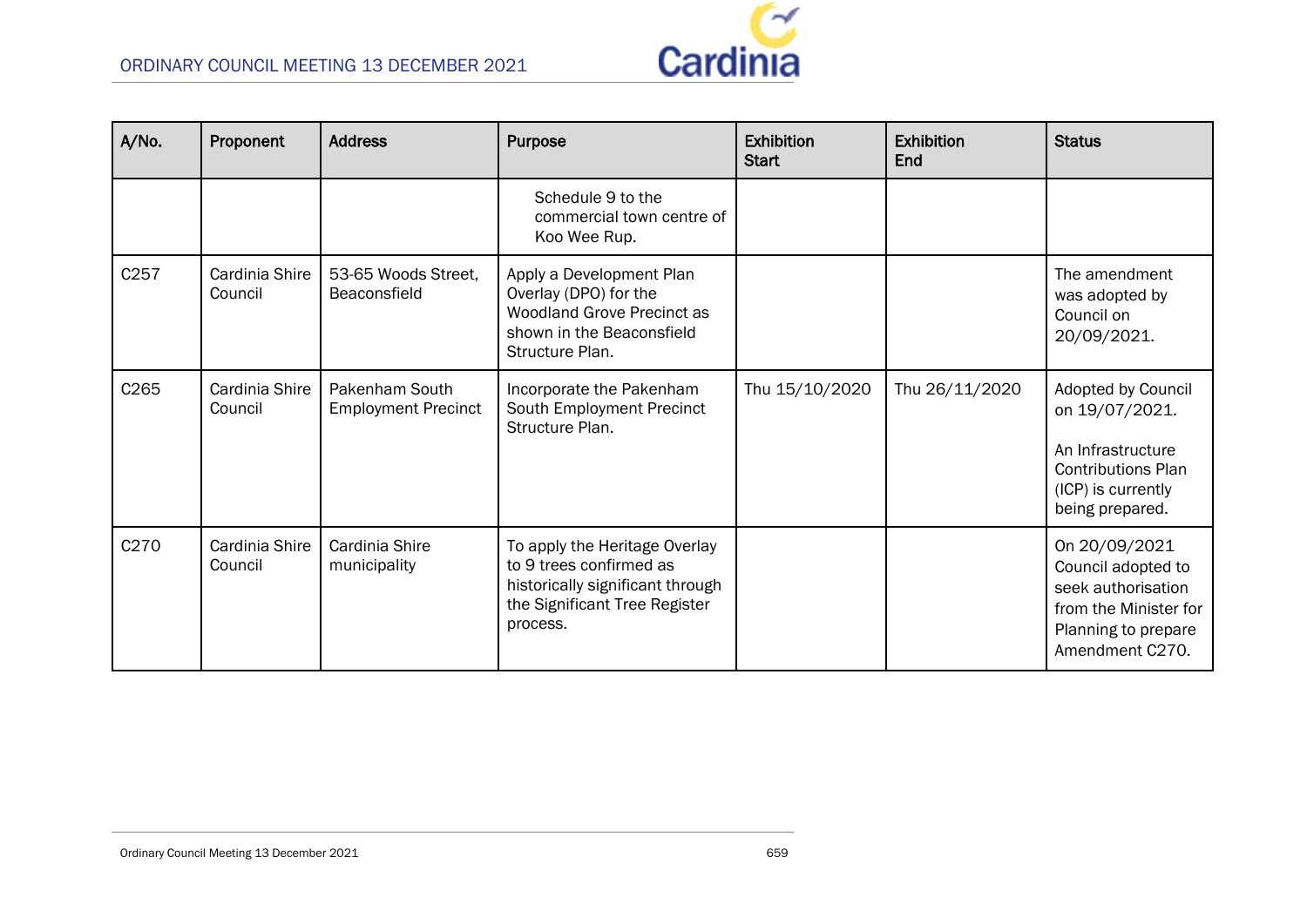| A/No. | Proponent | Address | Purpose | Exhibition Start | Exhibition End | Status |
|---|---|---|---|---|---|---|
| | | | Schedule 9 to the commercial town centre of Koo Wee Rup. | | | |
| C257 | Cardinia Shire Council | 53-65 Woods Street, Beaconsfield | Apply a Development Plan Overlay (DPO) for the Woodland Grove Precinct as shown in the Beaconsfield Structure Plan. | | | The amendment was adopted by Council on 20/09/2021. |
| C265 | Cardinia Shire Council | Pakenham South Employment Precinct | Incorporate the Pakenham South Employment Precinct Structure Plan. | Thu 15/10/2020 | Thu 26/11/2020 | Adopted by Council on 19/07/2021. An Infrastructure Contributions Plan (ICP) is currently being prepared. |
| C270 | Cardinia Shire Council | Cardinia Shire municipality | To apply the Heritage Overlay to 9 trees confirmed as historically significant through the Significant Tree Register process. | | | On 20/09/2021 Council adopted to seek authorisation from the Minister for Planning to prepare Amendment C270. |